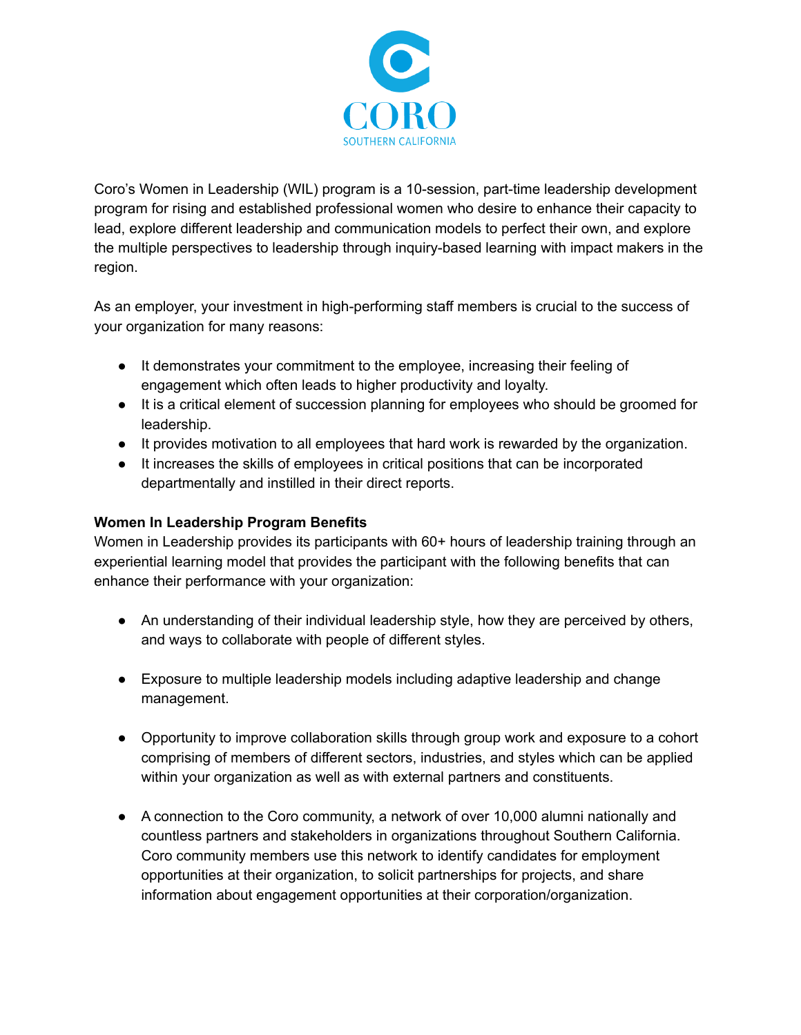CORO

SOUTHERN CALIFORNIA

Coro's Women in Leadership (WIL) program is a 10-session, part-time leadership development program for rising and established professional women who desire to enhance their capacity to lead, explore different leadership and communication models to perfect their own, and explore the multiple perspectives to leadership through inquiry-based learning with impact makers in the region.

As an employer, your investment in high-performing staff members is crucial to the success of your organization for many reasons:

- It demonstrates your commitment to the employee, increasing their feeling of engagement which often leads to higher productivity and loyalty.
- It is a critical element of succession planning for employees who should be groomed for leadership.
- It provides motivation to all employees that hard work is rewarded by the organization.
- It increases the skills of employees in critical positions that can be incorporated departmentally and instilled in their direct reports.

**Women In Leadership Program Benefits**

Women in Leadership provides its participants with 60+ hours of leadership training through an experiential learning model that provides the participant with the following benefits that can enhance their performance with your organization:

- An understanding of their individual leadership style, how they are perceived by others, and ways to collaborate with people of different styles.

- Exposure to multiple leadership models including adaptive leadership and change management.

- Opportunity to improve collaboration skills through group work and exposure to a cohort comprising of members of different sectors, industries, and styles which can be applied within your organization as well as with external partners and constituents.

- A connection to the Coro community, a network of over 10,000 alumni nationally and countless partners and stakeholders in organizations throughout Southern California. Coro community members use this network to identify candidates for employment opportunities at their organization, to solicit partnerships for projects, and share information about engagement opportunities at their corporation/organization.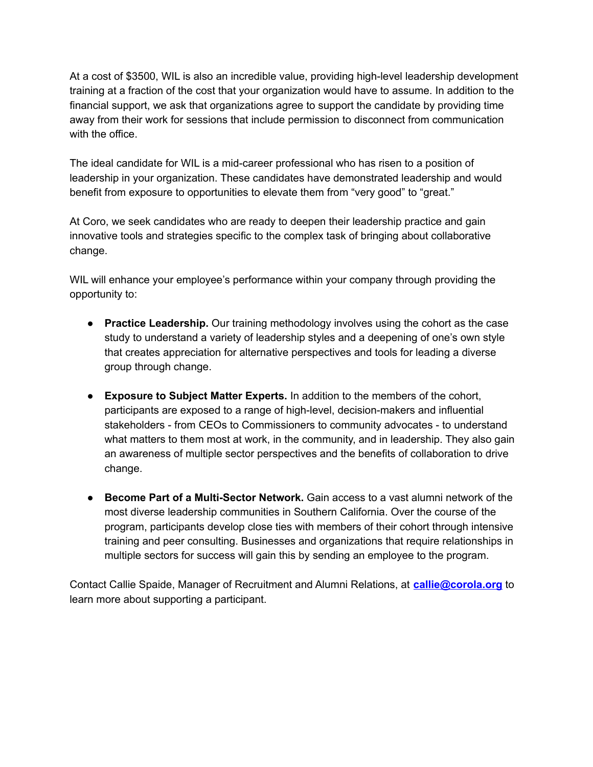At a cost of $3500, WIL is also an incredible value, providing high-level leadership development training at a fraction of the cost that your organization would have to assume. In addition to the financial support, we ask that organizations agree to support the candidate by providing time away from their work for sessions that include permission to disconnect from communication with the office.

The ideal candidate for WIL is a mid-career professional who has risen to a position of leadership in your organization. These candidates have demonstrated leadership and would benefit from exposure to opportunities to elevate them from "very good" to "great."

At Coro, we seek candidates who are ready to deepen their leadership practice and gain innovative tools and strategies specific to the complex task of bringing about collaborative change.

WIL will enhance your employee's performance within your company through providing the opportunity to:

- **Practice Leadership.** Our training methodology involves using the cohort as the case study to understand a variety of leadership styles and a deepening of one's own style that creates appreciation for alternative perspectives and tools for leading a diverse group through change.

- **Exposure to Subject Matter Experts.** In addition to the members of the cohort, participants are exposed to a range of high-level, decision-makers and influential stakeholders - from CEOs to Commissioners to community advocates - to understand what matters to them most at work, in the community, and in leadership. They also gain an awareness of multiple sector perspectives and the benefits of collaboration to drive change.

- **Become Part of a Multi-Sector Network.** Gain access to a vast alumni network of the most diverse leadership communities in Southern California. Over the course of the program, participants develop close ties with members of their cohort through intensive training and peer consulting. Businesses and organizations that require relationships in multiple sectors for success will gain this by sending an employee to the program.

Contact Callie Spaide, Manager of Recruitment and Alumni Relations, at **callie@corola.org** to learn more about supporting a participant.